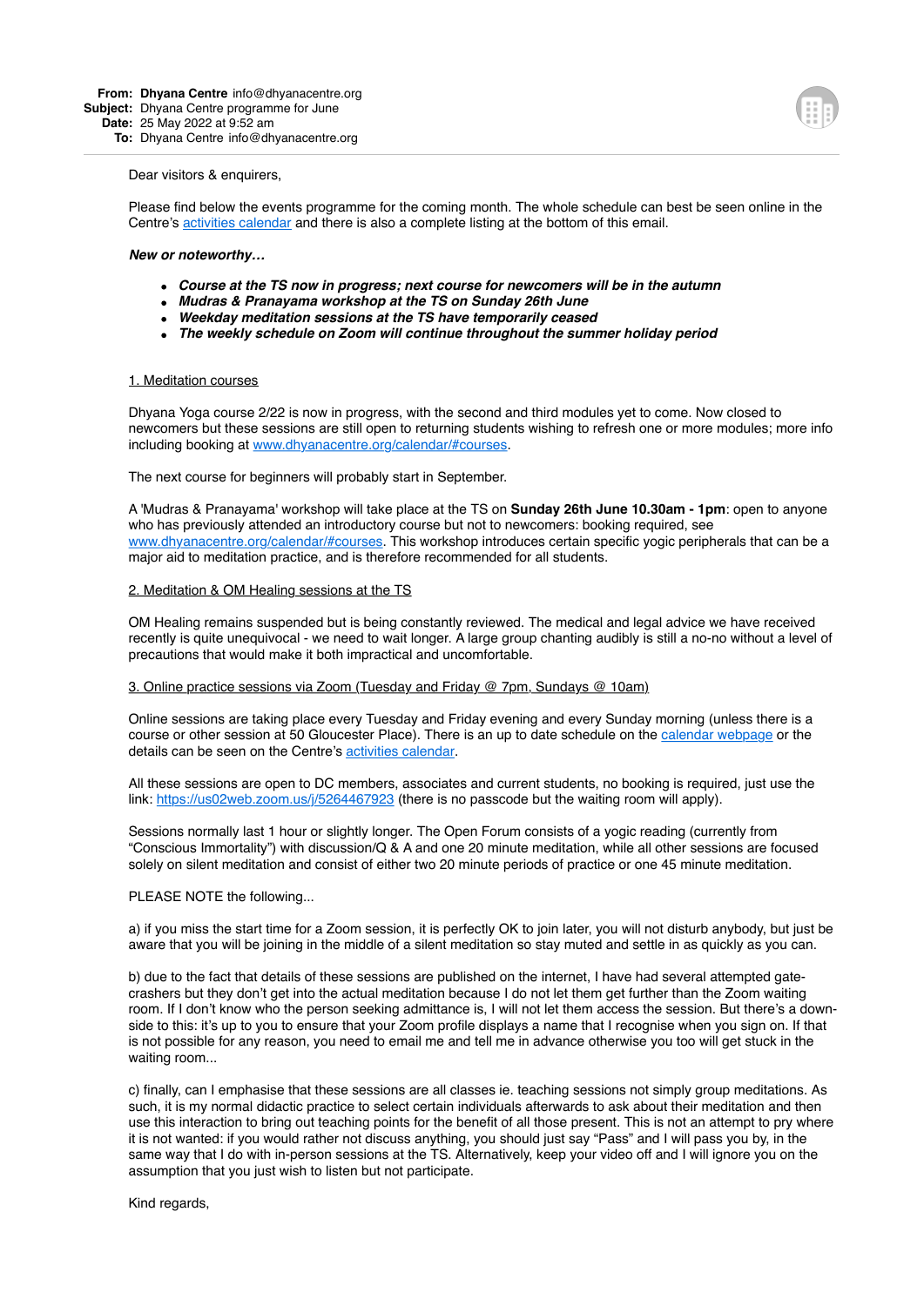**From:** **Dhyana Centre** info@dhyanacentre.org
**Subject:** Dhyana Centre programme for June
**Date:** 25 May 2022 at 9:52 am
**To:** Dhyana Centre info@dhyanacentre.org

Dear visitors & enquirers,

Please find below the events programme for the coming month. The whole schedule can best be seen online in the Centre's [activities calendar]() and there is also a complete listing at the bottom of this email.

***New or noteworthy…***

- ***Course at the TS now in progress; next course for newcomers will be in the autumn***
- ***Mudras & Pranayama workshop at the TS on Sunday 26th June***
- ***Weekday meditation sessions at the TS have temporarily ceased***
- ***The weekly schedule on Zoom will continue throughout the summer holiday period***

1. Meditation courses

Dhyana Yoga course 2/22 is now in progress, with the second and third modules yet to come. Now closed to newcomers but these sessions are still open to returning students wishing to refresh one or more modules; more info including booking at [www.dhyanacentre.org/calendar/#courses](www.dhyanacentre.org/calendar/#courses).

The next course for beginners will probably start in September.

A 'Mudras & Pranayama' workshop will take place at the TS on **Sunday 26th June 10.30am - 1pm**: open to anyone who has previously attended an introductory course but not to newcomers: booking required, see [www.dhyanacentre.org/calendar/#courses](www.dhyanacentre.org/calendar/#courses). This workshop introduces certain specific yogic peripherals that can be a major aid to meditation practice, and is therefore recommended for all students.

2. Meditation & OM Healing sessions at the TS

OM Healing remains suspended but is being constantly reviewed. The medical and legal advice we have received recently is quite unequivocal - we need to wait longer. A large group chanting audibly is still a no-no without a level of precautions that would make it both impractical and uncomfortable.

3. Online practice sessions via Zoom (Tuesday and Friday @ 7pm, Sundays @ 10am)

Online sessions are taking place every Tuesday and Friday evening and every Sunday morning (unless there is a course or other session at 50 Gloucester Place). There is an up to date schedule on the [calendar webpage]() or the details can be seen on the Centre's [activities calendar]().

All these sessions are open to DC members, associates and current students, no booking is required, just use the link: [https://us02web.zoom.us/j/5264467923](https://us02web.zoom.us/j/5264467923) (there is no passcode but the waiting room will apply).

Sessions normally last 1 hour or slightly longer. The Open Forum consists of a yogic reading (currently from "Conscious Immortality") with discussion/Q & A and one 20 minute meditation, while all other sessions are focused solely on silent meditation and consist of either two 20 minute periods of practice or one 45 minute meditation.

PLEASE NOTE the following...

a) if you miss the start time for a Zoom session, it is perfectly OK to join later, you will not disturb anybody, but just be aware that you will be joining in the middle of a silent meditation so stay muted and settle in as quickly as you can.

b) due to the fact that details of these sessions are published on the internet, I have had several attempted gate-crashers but they don't get into the actual meditation because I do not let them get further than the Zoom waiting room. If I don't know who the person seeking admittance is, I will not let them access the session. But there's a down-side to this: it's up to you to ensure that your Zoom profile displays a name that I recognise when you sign on. If that is not possible for any reason, you need to email me and tell me in advance otherwise you too will get stuck in the waiting room...

c) finally, can I emphasise that these sessions are all classes ie. teaching sessions not simply group meditations. As such, it is my normal didactic practice to select certain individuals afterwards to ask about their meditation and then use this interaction to bring out teaching points for the benefit of all those present. This is not an attempt to pry where it is not wanted: if you would rather not discuss anything, you should just say "Pass" and I will pass you by, in the same way that I do with in-person sessions at the TS. Alternatively, keep your video off and I will ignore you on the assumption that you just wish to listen but not participate.

Kind regards,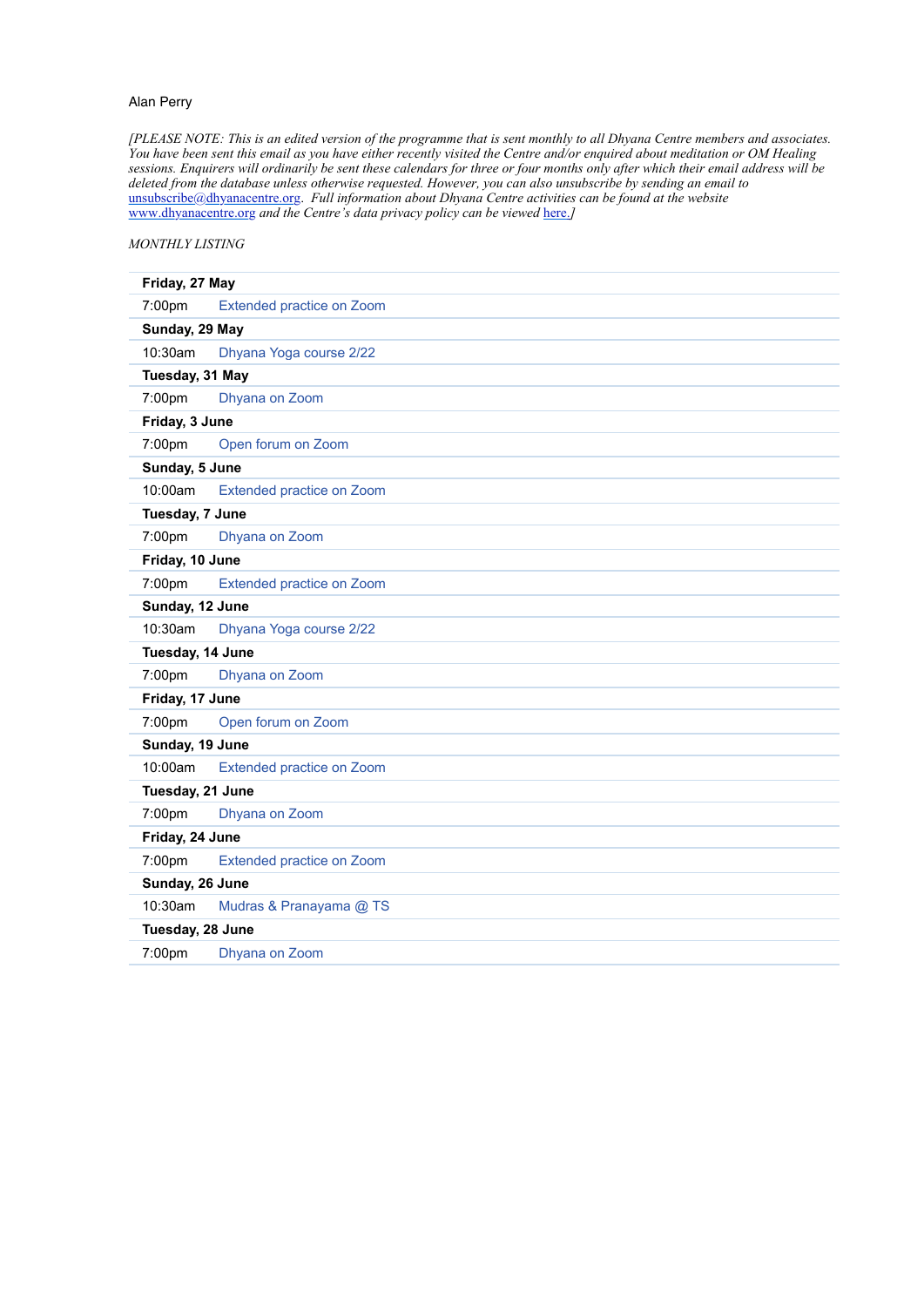Alan Perry

*[PLEASE NOTE: This is an edited version of the programme that is sent monthly to all Dhyana Centre members and associates. You have been sent this email as you have either recently visited the Centre and/or enquired about meditation or OM Healing sessions. Enquirers will ordinarily be sent these calendars for three or four months only after which their email address will be deleted from the database unless otherwise requested. However, you can also unsubscribe by sending an email to unsubscribe@dhyanacentre.org. Full information about Dhyana Centre activities can be found at the website www.dhyanacentre.org and the Centre's data privacy policy can be viewed here.]*

*MONTHLY LISTING*

| | |
|---|---|
| **Friday, 27 May** | |
| 7:00pm | Extended practice on Zoom |
| **Sunday, 29 May** | |
| 10:30am | Dhyana Yoga course 2/22 |
| **Tuesday, 31 May** | |
| 7:00pm | Dhyana on Zoom |
| **Friday, 3 June** | |
| 7:00pm | Open forum on Zoom |
| **Sunday, 5 June** | |
| 10:00am | Extended practice on Zoom |
| **Tuesday, 7 June** | |
| 7:00pm | Dhyana on Zoom |
| **Friday, 10 June** | |
| 7:00pm | Extended practice on Zoom |
| **Sunday, 12 June** | |
| 10:30am | Dhyana Yoga course 2/22 |
| **Tuesday, 14 June** | |
| 7:00pm | Dhyana on Zoom |
| **Friday, 17 June** | |
| 7:00pm | Open forum on Zoom |
| **Sunday, 19 June** | |
| 10:00am | Extended practice on Zoom |
| **Tuesday, 21 June** | |
| 7:00pm | Dhyana on Zoom |
| **Friday, 24 June** | |
| 7:00pm | Extended practice on Zoom |
| **Sunday, 26 June** | |
| 10:30am | Mudras & Pranayama @ TS |
| **Tuesday, 28 June** | |
| 7:00pm | Dhyana on Zoom |